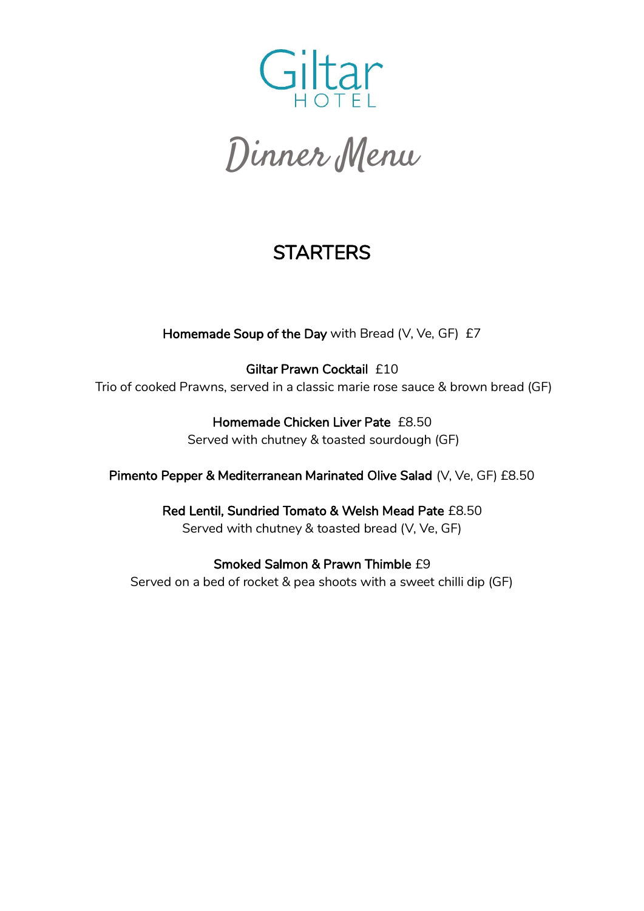# Giltar
HOTEL

## Dinner Menu

## STARTERS

**Homemade Soup of the Day** with Bread (V, Ve, GF) £7

**Giltar Prawn Cocktail** £10
Trio of cooked Prawns, served in a classic marie rose sauce & brown bread (GF)

**Homemade Chicken Liver Pate** £8.50
Served with chutney & toasted sourdough (GF)

**Pimento Pepper & Mediterranean Marinated Olive Salad** (V, Ve, GF) £8.50

**Red Lentil, Sundried Tomato & Welsh Mead Pate** £8.50
Served with chutney & toasted bread (V, Ve, GF)

**Smoked Salmon & Prawn Thimble** £9
Served on a bed of rocket & pea shoots with a sweet chilli dip (GF)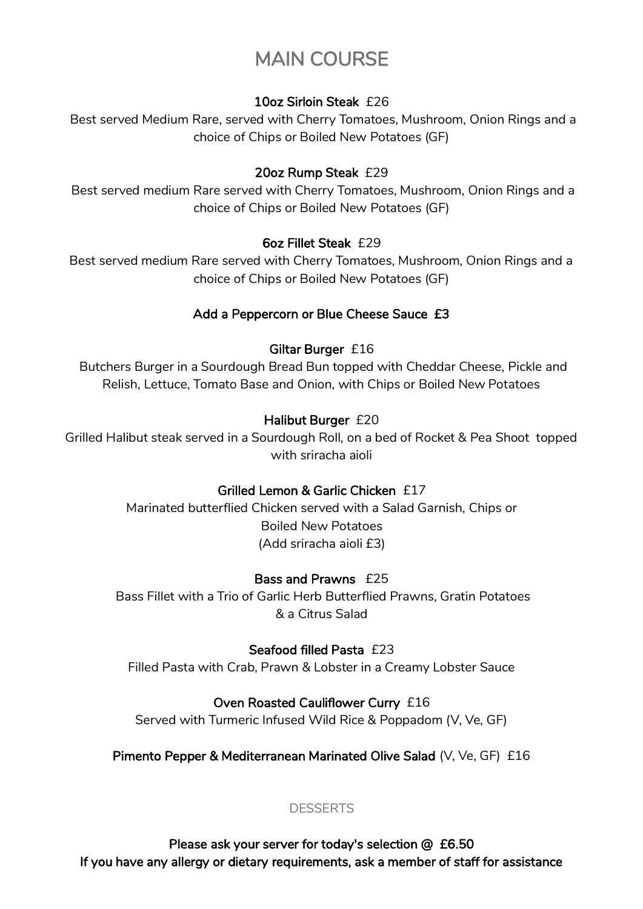# MAIN COURSE

**10oz Sirloin Steak** £26

Best served Medium Rare, served with Cherry Tomatoes, Mushroom, Onion Rings and a choice of Chips or Boiled New Potatoes (GF)

**20oz Rump Steak** £29

Best served medium Rare served with Cherry Tomatoes, Mushroom, Onion Rings and a choice of Chips or Boiled New Potatoes (GF)

**6oz Fillet Steak** £29

Best served medium Rare served with Cherry Tomatoes, Mushroom, Onion Rings and a choice of Chips or Boiled New Potatoes (GF)

**Add a Peppercorn or Blue Cheese Sauce £3**

**Giltar Burger** £16

Butchers Burger in a Sourdough Bread Bun topped with Cheddar Cheese, Pickle and Relish, Lettuce, Tomato Base and Onion, with Chips or Boiled New Potatoes

**Halibut Burger** £20

Grilled Halibut steak served in a Sourdough Roll, on a bed of Rocket & Pea Shoot topped with sriracha aioli

**Grilled Lemon & Garlic Chicken** £17

Marinated butterflied Chicken served with a Salad Garnish, Chips or Boiled New Potatoes

(Add sriracha aioli £3)

**Bass and Prawns** £25

Bass Fillet with a Trio of Garlic Herb Butterflied Prawns, Gratin Potatoes & a Citrus Salad

**Seafood filled Pasta** £23

Filled Pasta with Crab, Prawn & Lobster in a Creamy Lobster Sauce

**Oven Roasted Cauliflower Curry** £16

Served with Turmeric Infused Wild Rice & Poppadom (V, Ve, GF)

**Pimento Pepper & Mediterranean Marinated Olive Salad** (V, Ve, GF) £16

## DESSERTS

**Please ask your server for today's selection @ £6.50**

**If you have any allergy or dietary requirements, ask a member of staff for assistance**